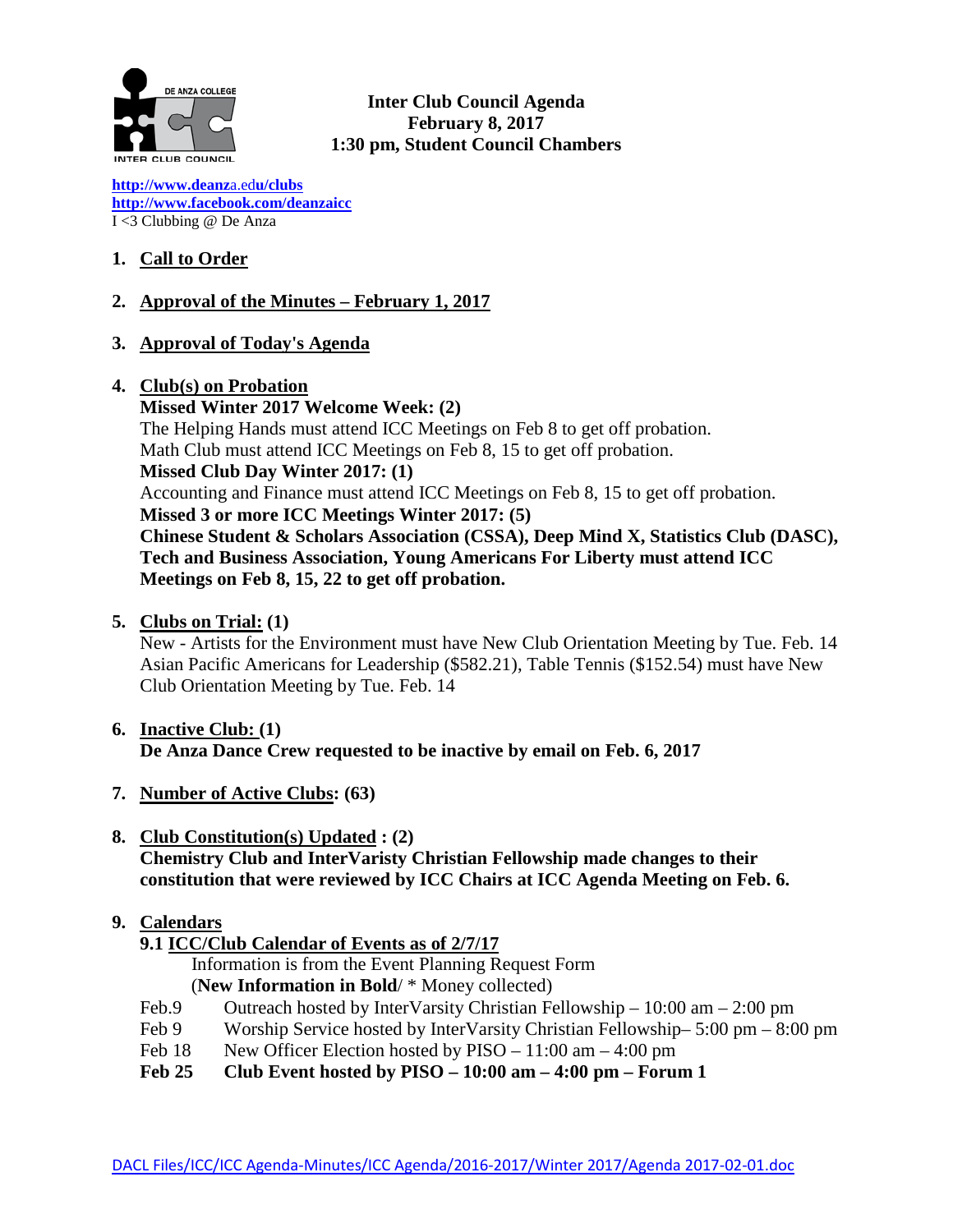**Inter Club Council Agenda**
**February 8, 2017**
**1:30 pm, Student Council Chambers**

[http://www.deanza.edu/clubs](http://www.deanza.edu/clubs)
[http://www.facebook.com/deanzaicc](http://www.facebook.com/deanzaicc)
I <3 Clubbing @ De Anza

1. **Call to Order**

2. **Approval of the Minutes – February 1, 2017**

3. **Approval of Today's Agenda**

4. **Club(s) on Probation**
   **Missed Winter 2017 Welcome Week: (2)**
   The Helping Hands must attend ICC Meetings on Feb 8 to get off probation.
   Math Club must attend ICC Meetings on Feb 8, 15 to get off probation.
   **Missed Club Day Winter 2017: (1)**
   Accounting and Finance must attend ICC Meetings on Feb 8, 15 to get off probation.
   **Missed 3 or more ICC Meetings Winter 2017: (5)**
   **Chinese Student & Scholars Association (CSSA), Deep Mind X, Statistics Club (DASC), Tech and Business Association, Young Americans For Liberty must attend ICC Meetings on Feb 8, 15, 22 to get off probation.**

5. **Clubs on Trial: (1)**
   New - Artists for the Environment must have New Club Orientation Meeting by Tue. Feb. 14
   Asian Pacific Americans for Leadership ($582.21), Table Tennis ($152.54) must have New Club Orientation Meeting by Tue. Feb. 14

6. **Inactive Club: (1)**
   **De Anza Dance Crew requested to be inactive by email on Feb. 6, 2017**

7. **Number of Active Clubs: (63)**

8. **Club Constitution(s) Updated : (2)**
   **Chemistry Club and InterVaristy Christian Fellowship made changes to their constitution that were reviewed by ICC Chairs at ICC Agenda Meeting on Feb. 6.**

9. **Calendars**
   **9.1 ICC/Club Calendar of Events as of 2/7/17**
   Information is from the Event Planning Request Form
   (**New Information in Bold**/ * Money collected)
   Feb.9 Outreach hosted by InterVarsity Christian Fellowship – 10:00 am – 2:00 pm
   Feb 9 Worship Service hosted by InterVarsity Christian Fellowship– 5:00 pm – 8:00 pm
   Feb 18 New Officer Election hosted by PISO – 11:00 am – 4:00 pm
   **Feb 25 Club Event hosted by PISO – 10:00 am – 4:00 pm – Forum 1**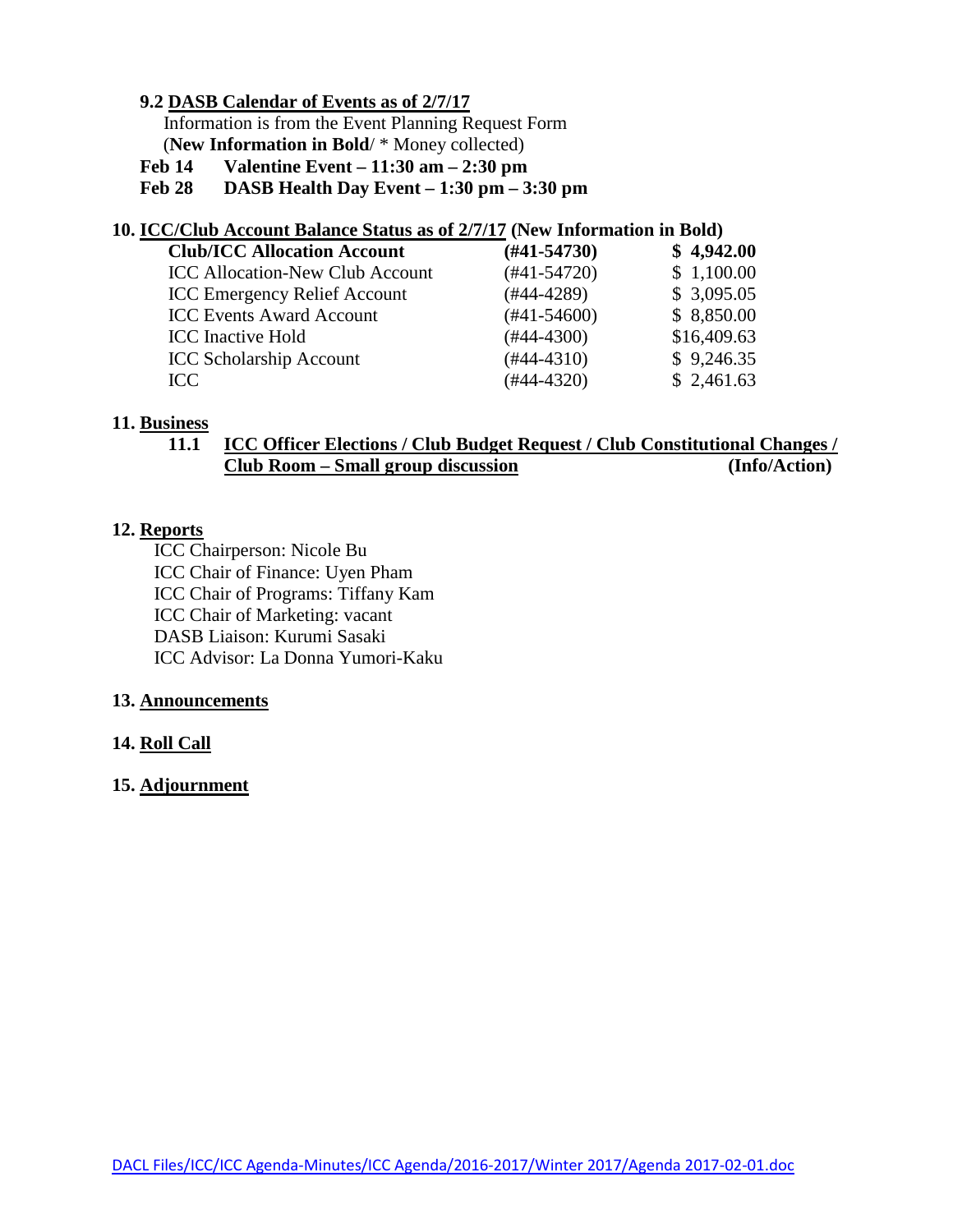**9.2 DASB Calendar of Events as of 2/7/17**

Information is from the Event Planning Request Form
(**New Information in Bold**/ * Money collected)

**Feb 14 Valentine Event – 11:30 am – 2:30 pm**

**Feb 28 DASB Health Day Event – 1:30 pm – 3:30 pm**

**10. ICC/Club Account Balance Status as of 2/7/17 (New Information in Bold)**

| | | |
|---|---|---|
| **Club/ICC Allocation Account** | **(#41-54730)** | **$ 4,942.00** |
| ICC Allocation-New Club Account | (#41-54720) | $ 1,100.00 |
| ICC Emergency Relief Account | (#44-4289) | $ 3,095.05 |
| ICC Events Award Account | (#41-54600) | $ 8,850.00 |
| ICC Inactive Hold | (#44-4300) | $16,409.63 |
| ICC Scholarship Account | (#44-4310) | $ 9,246.35 |
| ICC | (#44-4320) | $ 2,461.63 |

**11. Business**

**11.1 ICC Officer Elections / Club Budget Request / Club Constitutional Changes / Club Room – Small group discussion (Info/Action)**

**12. Reports**

ICC Chairperson: Nicole Bu
ICC Chair of Finance: Uyen Pham
ICC Chair of Programs: Tiffany Kam
ICC Chair of Marketing: vacant
DASB Liaison: Kurumi Sasaki
ICC Advisor: La Donna Yumori-Kaku

**13. Announcements**

**14. Roll Call**

**15. Adjournment**

DACL Files/ICC/ICC Agenda-Minutes/ICC Agenda/2016-2017/Winter 2017/Agenda 2017-02-01.doc